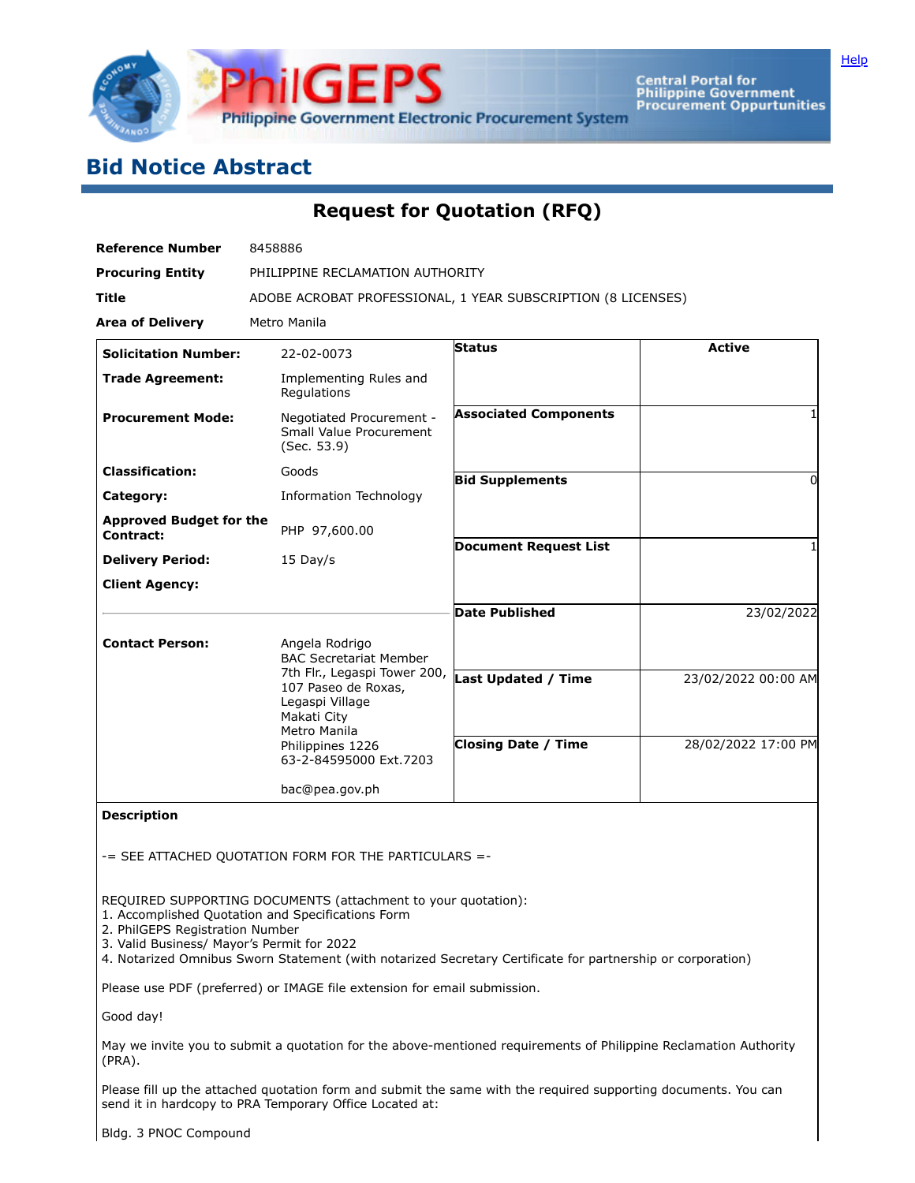Help

# Bid Notice Abstract

## Request for Quotation (RFQ)

| | |
|---|---|
| **Reference Number** | 8458886 |
| **Procuring Entity** | PHILIPPINE RECLAMATION AUTHORITY |
| **Title** | ADOBE ACROBAT PROFESSIONAL, 1 YEAR SUBSCRIPTION (8 LICENSES) |
| **Area of Delivery** | Metro Manila |

| | |
|---|---|
| **Solicitation Number:** | 22-02-0073 |
| **Trade Agreement:** | Implementing Rules and Regulations |
| **Procurement Mode:** | Negotiated Procurement - Small Value Procurement (Sec. 53.9) |
| **Classification:** | Goods |
| **Category:** | Information Technology |
| **Approved Budget for the Contract:** | PHP 97,600.00 |
| **Delivery Period:** | 15 Day/s |
| **Client Agency:** | |
| **Contact Person:** | Angela Rodrigo<br>BAC Secretariat Member<br>7th Flr., Legaspi Tower 200, 107 Paseo de Roxas, Legaspi Village<br>Makati City<br>Metro Manila<br>Philippines 1226<br>63-2-84595000 Ext.7203<br><br>bac@pea.gov.ph |

| | |
|---|---|
| **Status** | Active |
| **Associated Components** | 1 |
| **Bid Supplements** | 0 |
| **Document Request List** | 1 |
| **Date Published** | 23/02/2022 |
| **Last Updated / Time** | 23/02/2022 00:00 AM |
| **Closing Date / Time** | 28/02/2022 17:00 PM |

**Description**

-= SEE ATTACHED QUOTATION FORM FOR THE PARTICULARS =-

REQUIRED SUPPORTING DOCUMENTS (attachment to your quotation):
1. Accomplished Quotation and Specifications Form
2. PhilGEPS Registration Number
3. Valid Business/ Mayor's Permit for 2022
4. Notarized Omnibus Sworn Statement (with notarized Secretary Certificate for partnership or corporation)

Please use PDF (preferred) or IMAGE file extension for email submission.

Good day!

May we invite you to submit a quotation for the above-mentioned requirements of Philippine Reclamation Authority (PRA).

Please fill up the attached quotation form and submit the same with the required supporting documents. You can send it in hardcopy to PRA Temporary Office Located at:

Bldg. 3 PNOC Compound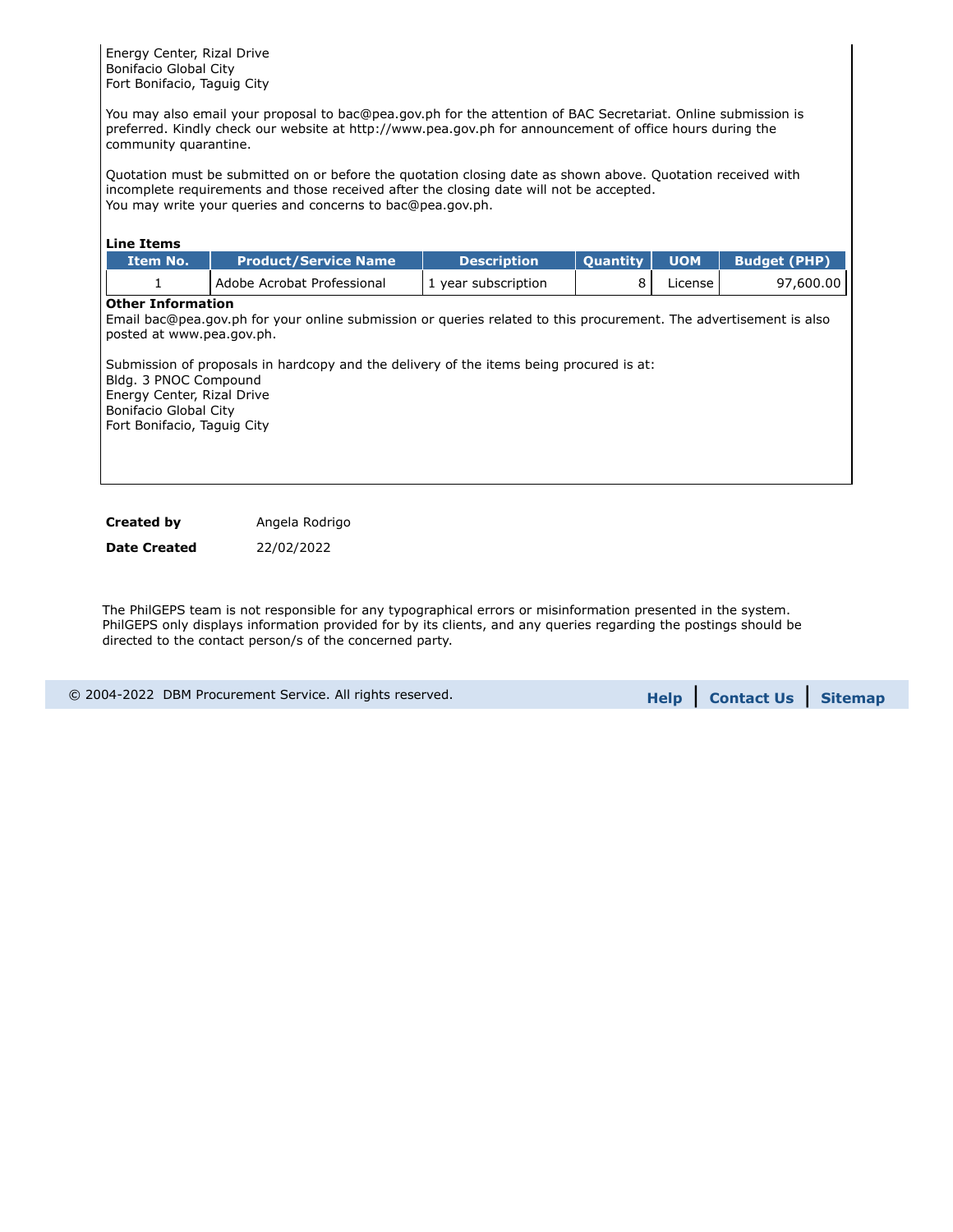Energy Center, Rizal Drive
Bonifacio Global City
Fort Bonifacio, Taguig City

You may also email your proposal to bac@pea.gov.ph for the attention of BAC Secretariat. Online submission is preferred. Kindly check our website at http://www.pea.gov.ph for announcement of office hours during the community quarantine.

Quotation must be submitted on or before the quotation closing date as shown above. Quotation received with incomplete requirements and those received after the closing date will not be accepted.
You may write your queries and concerns to bac@pea.gov.ph.

**Line Items**

| Item No. | Product/Service Name | Description | Quantity | UOM | Budget (PHP) |
|---|---|---|---|---|---|
| 1 | Adobe Acrobat Professional | 1 year subscription | 8 | License | 97,600.00 |

**Other Information**

Email bac@pea.gov.ph for your online submission or queries related to this procurement. The advertisement is also posted at www.pea.gov.ph.

Submission of proposals in hardcopy and the delivery of the items being procured is at:
Bldg. 3 PNOC Compound
Energy Center, Rizal Drive
Bonifacio Global City
Fort Bonifacio, Taguig City

| | |
|---|---|
| **Created by** | Angela Rodrigo |
| **Date Created** | 22/02/2022 |

The PhilGEPS team is not responsible for any typographical errors or misinformation presented in the system. PhilGEPS only displays information provided for by its clients, and any queries regarding the postings should be directed to the contact person/s of the concerned party.

© 2004-2022 DBM Procurement Service. All rights reserved.

**Help** | **Contact Us** | **Sitemap**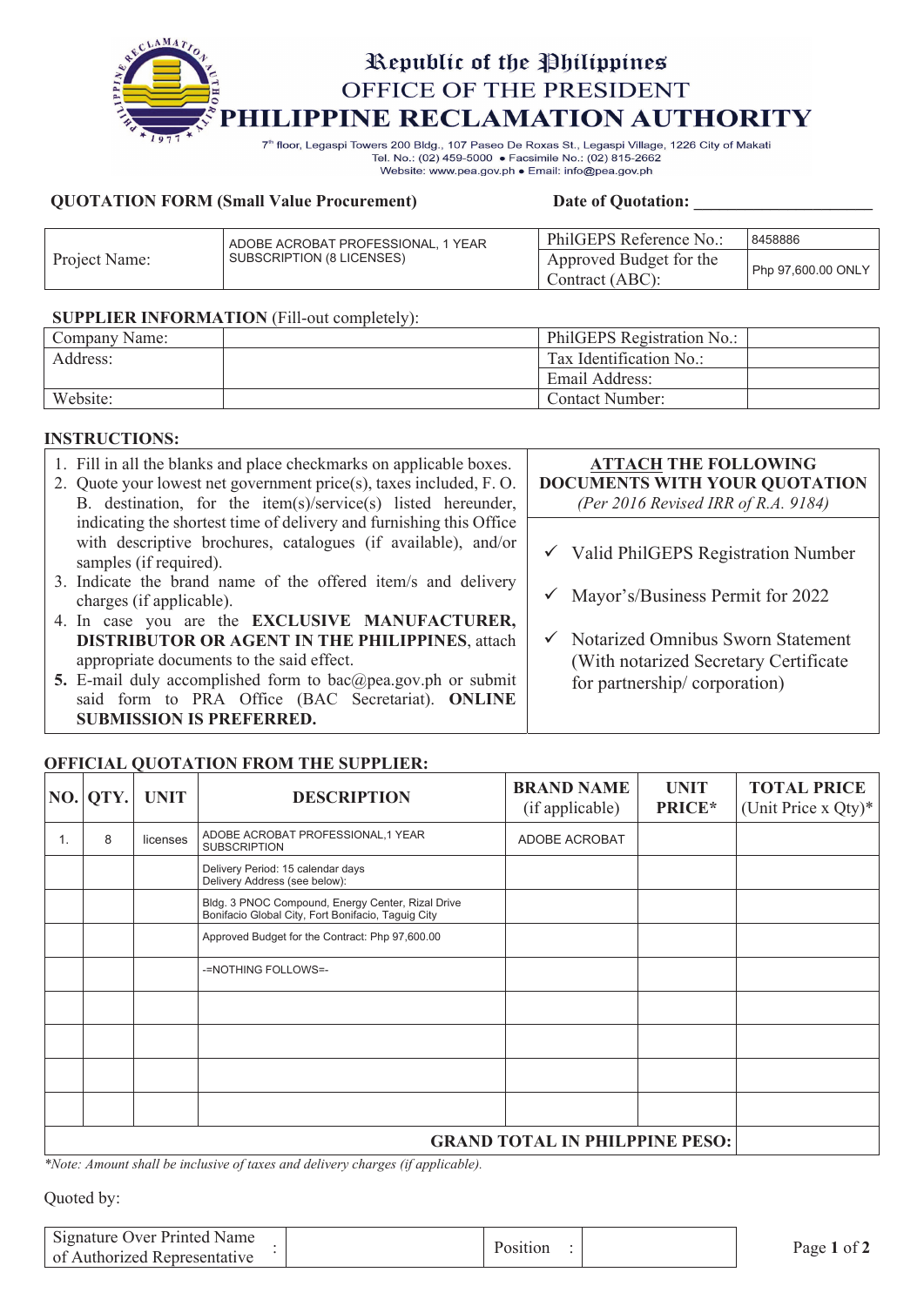Republic of the Philippines
OFFICE OF THE PRESIDENT
# PHILIPPINE RECLAMATION AUTHORITY

7th floor, Legaspi Towers 200 Bldg., 107 Paseo De Roxas St., Legaspi Village, 1226 City of Makati
Tel. No.: (02) 459-5000 • Facsimile No.: (02) 815-2662
Website: www.pea.gov.ph • Email: info@pea.gov.ph

**QUOTATION FORM (Small Value Procurement)** **Date of Quotation:** ____________________

| Project Name: | ADOBE ACROBAT PROFESSIONAL, 1 YEAR SUBSCRIPTION (8 LICENSES) | PhilGEPS Reference No.: | 8458886 |
|---|---|---|---|
| | | Approved Budget for the Contract (ABC): | Php 97,600.00 ONLY |

**SUPPLIER INFORMATION** (Fill-out completely):

| Company Name: | | PhilGEPS Registration No.: | |
|---|---|---|---|
| Address: | | Tax Identification No.: | |
| | | Email Address: | |
| Website: | | Contact Number: | |

**INSTRUCTIONS:**

1. Fill in all the blanks and place checkmarks on applicable boxes.
2. Quote your lowest net government price(s), taxes included, F. O. B. destination, for the item(s)/service(s) listed hereunder, indicating the shortest time of delivery and furnishing this Office with descriptive brochures, catalogues (if available), and/or samples (if required).
3. Indicate the brand name of the offered item/s and delivery charges (if applicable).
4. In case you are the **EXCLUSIVE MANUFACTURER, DISTRIBUTOR OR AGENT IN THE PHILIPPINES**, attach appropriate documents to the said effect.
5. E-mail duly accomplished form to bac@pea.gov.ph or submit said form to PRA Office (BAC Secretariat). **ONLINE SUBMISSION IS PREFERRED.**

**ATTACH THE FOLLOWING DOCUMENTS WITH YOUR QUOTATION**
*(Per 2016 Revised IRR of R.A. 9184)*

- ✓ Valid PhilGEPS Registration Number
- ✓ Mayor's/Business Permit for 2022
- ✓ Notarized Omnibus Sworn Statement (With notarized Secretary Certificate for partnership/ corporation)

**OFFICIAL QUOTATION FROM THE SUPPLIER:**

| NO. | QTY. | UNIT | DESCRIPTION | BRAND NAME (if applicable) | UNIT PRICE* | TOTAL PRICE (Unit Price x Qty)* |
|---|---|---|---|---|---|---|
| 1. | 8 | licenses | ADOBE ACROBAT PROFESSIONAL,1 YEAR SUBSCRIPTION | ADOBE ACROBAT | | |
| | | | Delivery Period: 15 calendar days<br>Delivery Address (see below): | | | |
| | | | Bldg. 3 PNOC Compound, Energy Center, Rizal Drive Bonifacio Global City, Fort Bonifacio, Taguig City | | | |
| | | | Approved Budget for the Contract: Php 97,600.00 | | | |
| | | | -=NOTHING FOLLOWS=- | | | |
| | | | | | | |
| | | | | | | |
| | | | | | | |
| | | | | | | |
| **GRAND TOTAL IN PHILPPINE PESO:** | | | | | | |

*\*Note: Amount shall be inclusive of taxes and delivery charges (if applicable).*

Quoted by:

| Signature Over Printed Name of Authorized Representative : | | Position : | |
|---|---|---|---|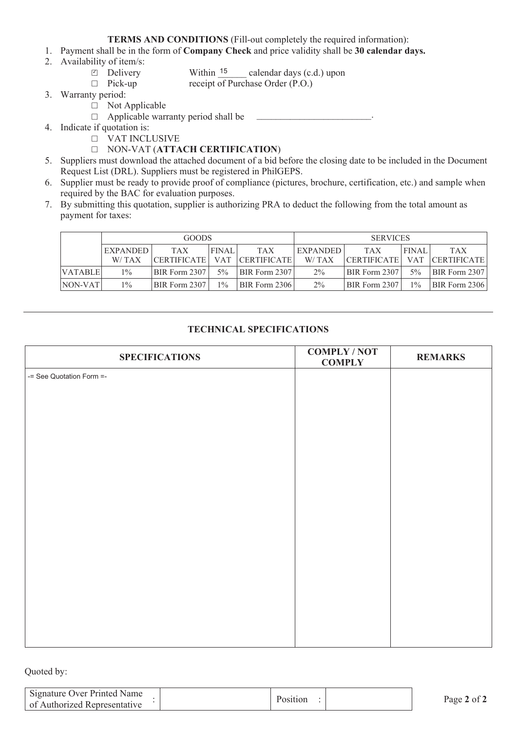**TERMS AND CONDITIONS** (Fill-out completely the required information):

1. Payment shall be in the form of **Company Check** and price validity shall be **30 calendar days.**
2. Availability of item/s:
   - ☑ Delivery — Within 15 calendar days (c.d.) upon receipt of Purchase Order (P.O.)
   - ☐ Pick-up
3. Warranty period:
   - ☐ Not Applicable
   - ☐ Applicable warranty period shall be ________________________.
4. Indicate if quotation is:
   - ☐ VAT INCLUSIVE
   - ☐ NON-VAT (**ATTACH CERTIFICATION**)
5. Suppliers must download the attached document of a bid before the closing date to be included in the Document Request List (DRL). Suppliers must be registered in PhilGEPS.
6. Supplier must be ready to provide proof of compliance (pictures, brochure, certification, etc.) and sample when required by the BAC for evaluation purposes.
7. By submitting this quotation, supplier is authorizing PRA to deduct the following from the total amount as payment for taxes:

| | GOODS | | | | SERVICES | | | |
|---|---|---|---|---|---|---|---|---|
| | EXPANDED W/ TAX | TAX CERTIFICATE | FINAL VAT | TAX CERTIFICATE | EXPANDED W/ TAX | TAX CERTIFICATE | FINAL VAT | TAX CERTIFICATE |
| VATABLE | 1% | BIR Form 2307 | 5% | BIR Form 2307 | 2% | BIR Form 2307 | 5% | BIR Form 2307 |
| NON-VAT | 1% | BIR Form 2307 | 1% | BIR Form 2306 | 2% | BIR Form 2307 | 1% | BIR Form 2306 |

## TECHNICAL SPECIFICATIONS

| SPECIFICATIONS | COMPLY / NOT COMPLY | REMARKS |
|---|---|---|
| -= See Quotation Form =- | | |

Quoted by:

| Signature Over Printed Name of Authorized Representative : | | Position : | |
|---|---|---|---|